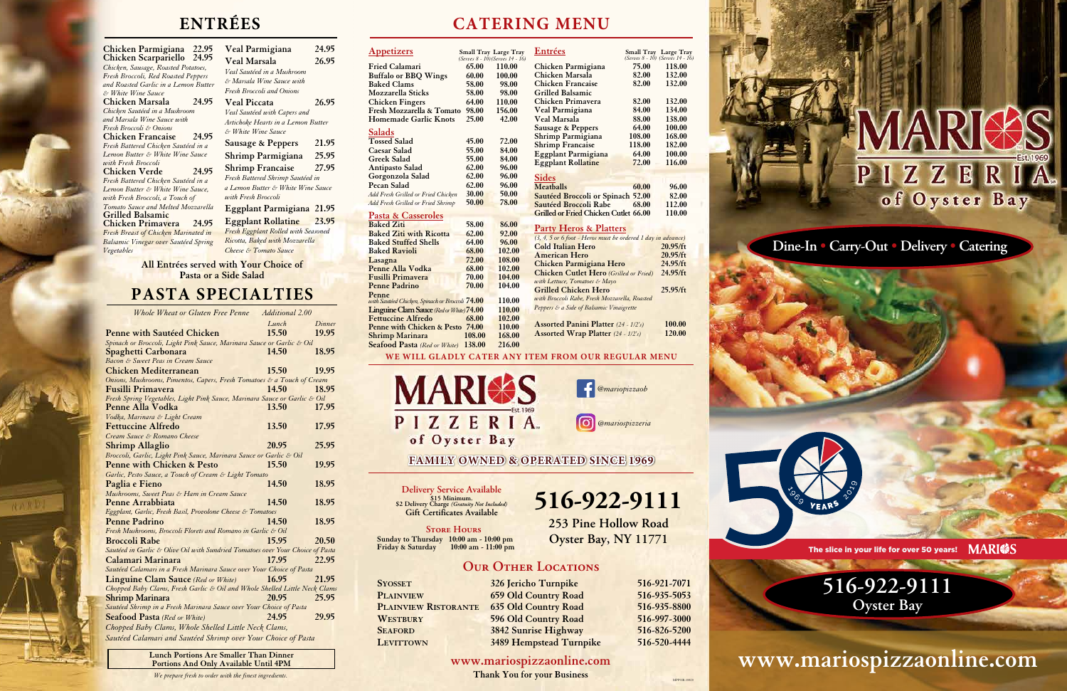# ENTRÉES

**Chicken Parmigiana** 22.95

**Chicken Scarpariello** 24.95
*Chicken, Sausage, Roasted Potatoes, Fresh Broccoli, Red Roasted Peppers and Roasted Garlic in a Lemon Butter & White Wine Sauce*

**Chicken Marsala** 24.95
*Chicken Sautéed in a Mushroom and Marsala Wine Sauce with Fresh Broccoli & Onions*

**Chicken Francaise** 24.95
*Fresh Battered Chicken Sautéed in a Lemon Butter & White Wine Sauce with Fresh Broccoli*

**Chicken Verde** 24.95
*Fresh Battered Chicken Sautéed in a Lemon Butter & White Wine Sauce, with Fresh Broccoli, a Touch of Tomato Sauce and Melted Mozzarella*

**Grilled Balsamic Chicken Primavera** 24.95
*Fresh Breast of Chicken Marinated in Balsamic Vinegar over Sautéed Spring Vegetables*

**Veal Parmigiana** 24.95

**Veal Marsala** 26.95
*Veal Sautéed in a Mushroom & Marsala Wine Sauce with Fresh Broccoli and Onions*

**Veal Piccata** 26.95
*Veal Sautéed with Capers and Artichoke Hearts in a Lemon Butter & White Wine Sauce*

**Sausage & Peppers** 21.95

**Shrimp Parmigiana** 25.95

**Shrimp Francaise** 27.95
*Fresh Battered Shrimp Sautéed in a Lemon Butter & White Wine Sauce with Fresh Broccoli*

**Eggplant Parmigiana** 21.95

**Eggplant Rollatine** 23.95
*Fresh Eggplant Rolled with Seasoned Ricotta, Baked with Mozzarella Cheese & Tomato Sauce*

**All Entrées served with Your Choice of Pasta or a Side Salad**

# PASTA SPECIALTIES

*Whole Wheat or Gluten Free Penne* — *Additional 2.00*

| | Lunch | Dinner |
|---|---|---|
| **Penne with Sautéed Chicken**<br>*Spinach or Broccoli, Light Pink Sauce, Marinara Sauce or Garlic & Oil* | 15.50 | 19.95 |
| **Spaghetti Carbonara**<br>*Bacon & Sweet Peas in Cream Sauce* | 14.50 | 18.95 |
| **Chicken Mediterranean**<br>*Onions, Mushrooms, Pimentos, Capers, Fresh Tomatoes & a Touch of Cream* | 15.50 | 19.95 |
| **Fusilli Primavera**<br>*Fresh Spring Vegetables, Light Pink Sauce, Marinara Sauce or Garlic & Oil* | 14.50 | 18.95 |
| **Penne Alla Vodka**<br>*Vodka, Marinara & Light Cream* | 13.50 | 17.95 |
| **Fettuccine Alfredo**<br>*Cream Sauce & Romano Cheese* | 13.50 | 17.95 |
| **Shrimp Allaglio**<br>*Broccoli, Garlic, Light Pink Sauce, Marinara Sauce or Garlic & Oil* | 20.95 | 25.95 |
| **Penne with Chicken & Pesto**<br>*Garlic, Pesto Sauce, a Touch of Cream & Light Tomato* | 15.50 | 19.95 |
| **Paglia e Fieno**<br>*Mushrooms, Sweet Peas & Ham in Cream Sauce* | 14.50 | 18.95 |
| **Penne Arrabbiata**<br>*Eggplant, Garlic, Fresh Basil, Provolone Cheese & Tomatoes* | 14.50 | 18.95 |
| **Penne Padrino**<br>*Fresh Mushrooms, Broccoli Florets and Romano in Garlic & Oil* | 14.50 | 18.95 |
| **Broccoli Rabe**<br>*Sautéed in Garlic & Olive Oil with Sundried Tomatoes over Your Choice of Pasta* | 15.95 | 20.50 |
| **Calamari Marinara**<br>*Sautéed Calamari in a Fresh Marinara Sauce over Your Choice of Pasta* | 17.95 | 22.95 |
| **Linguine Clam Sauce** *(Red or White)*<br>*Chopped Baby Clams, Fresh Garlic & Oil and Whole Shelled Little Neck Clams* | 16.95 | 21.95 |
| **Shrimp Marinara**<br>*Sautéed Shrimp in a Fresh Marinara Sauce over Your Choice of Pasta* | 20.95 | 25.95 |
| **Seafood Pasta** *(Red or White)*<br>*Chopped Baby Clams, Whole Shelled Little Neck Clams, Sautéed Calamari and Sautéed Shrimp over Your Choice of Pasta* | 24.95 | 29.95 |

**Lunch Portions Are Smaller Than Dinner Portions And Only Available Until 4PM**

*We prepare fresh to order with the finest ingredients.*

# CATERING MENU

## Appetizers

| | Small Tray *(Serves 8 - 10)* | Large Tray *(Serves 14 - 16)* |
|---|---|---|
| Fried Calamari | 65.00 | 110.00 |
| Buffalo or BBQ Wings | 60.00 | 100.00 |
| Baked Clams | 58.00 | 98.00 |
| Mozzarella Sticks | 58.00 | 98.00 |
| Chicken Fingers | 64.00 | 110.00 |
| Fresh Mozzarella & Tomato | 98.00 | 156.00 |
| Homemade Garlic Knots | 25.00 | 42.00 |

## Salads

| | Small Tray | Large Tray |
|---|---|---|
| Tossed Salad | 45.00 | 72.00 |
| Caesar Salad | 55.00 | 84.00 |
| Greek Salad | 55.00 | 84.00 |
| Antipasto Salad | 62.00 | 96.00 |
| Gorgonzola Salad | 62.00 | 96.00 |
| Pecan Salad | 62.00 | 96.00 |
| *Add Fresh Grilled or Fried Chicken* | 30.00 | 50.00 |
| *Add Fresh Grilled or Fried Shrimp* | 50.00 | 78.00 |

## Pasta & Casseroles

| | Small Tray | Large Tray |
|---|---|---|
| Baked Ziti | 58.00 | 86.00 |
| Baked Ziti with Ricotta | 62.00 | 92.00 |
| Baked Stuffed Shells | 64.00 | 96.00 |
| Baked Ravioli | 68.00 | 102.00 |
| Lasagna | 72.00 | 108.00 |
| Penne Alla Vodka | 68.00 | 102.00 |
| Fusilli Primavera | 70.00 | 104.00 |
| Penne Padrino | 70.00 | 104.00 |
| Penne *with Sautéed Chicken, Spinach or Broccoli* | 74.00 | 110.00 |
| Linguine Clam Sauce *(Red or White)* | 74.00 | 110.00 |
| Fettuccine Alfredo | 68.00 | 102.00 |
| Penne with Chicken & Pesto | 74.00 | 110.00 |
| Shrimp Marinara | 108.00 | 168.00 |
| Seafood Pasta *(Red or White)* | 138.00 | 216.00 |

## Entrées

| | Small Tray *(Serves 8 - 10)* | Large Tray *(Serves 14 - 16)* |
|---|---|---|
| Chicken Parmigiana | 75.00 | 118.00 |
| Chicken Marsala | 82.00 | 132.00 |
| Chicken Francaise | 82.00 | 132.00 |
| Grilled Balsamic Chicken Primavera | 82.00 | 132.00 |
| Veal Parmigiana | 84.00 | 134.00 |
| Veal Marsala | 88.00 | 138.00 |
| Sausage & Peppers | 64.00 | 100.00 |
| Shrimp Parmigiana | 108.00 | 168.00 |
| Shrimp Francaise | 118.00 | 182.00 |
| Eggplant Parmigiana | 64.00 | 100.00 |
| Eggplant Rollatine | 72.00 | 116.00 |

## Sides

| | Small Tray | Large Tray |
|---|---|---|
| Meatballs | 60.00 | 96.00 |
| Sautéed Broccoli or Spinach | 52.00 | 82.00 |
| Sautéed Broccoli Rabe | 68.00 | 112.00 |
| Grilled or Fried Chicken Cutlet | 66.00 | 110.00 |

## Party Heros & Platters

*(3, 4, 5 or 6 foot - Heros must be ordered 1 day in advance)*

| | |
|---|---|
| Cold Italian Hero | 20.95/ft |
| American Hero | 20.95/ft |
| Chicken Parmigiana Hero | 24.95/ft |
| Chicken Cutlet Hero *(Grilled or Fried) with Lettuce, Tomatoes & Mayo* | 24.95/ft |
| Grilled Chicken Hero *with Broccoli Rabe, Fresh Mozzarella, Roasted Peppers & a Side of Balsamic Vinaigrette* | 25.95/ft |
| Assorted Panini Platter *(24 - 1/2's)* | 100.00 |
| Assorted Wrap Platter *(24 - 1/2's)* | 120.00 |

**WE WILL GLADLY CATER ANY ITEM FROM OUR REGULAR MENU**

**MARIOS PIZZERIA of Oyster Bay** — Est. 1969

@mariopizzaob

@mariospizzeria

**FAMILY OWNED & OPERATED SINCE 1969**

**Delivery Service Available**
$15 Minimum.
$2 Delivery Charge *(Gratuity Not Included)*
**Gift Certificates Available**

**Store Hours**
Sunday to Thursday 10:00 am - 10:00 pm
Friday & Saturday 10:00 am - 11:00 pm

# 516-922-9111

**253 Pine Hollow Road**
**Oyster Bay, NY 11771**

## Our Other Locations

| | | |
|---|---|---|
| Syosset | 326 Jericho Turnpike | 516-921-7071 |
| Plainview | 659 Old Country Road | 516-935-5053 |
| Plainview Ristorante | 635 Old Country Road | 516-935-8800 |
| Westbury | 596 Old Country Road | 516-997-3000 |
| Seaford | 3842 Sunrise Highway | 516-826-5200 |
| Levittown | 3489 Hempstead Turnpike | 516-520-4444 |

**www.mariospizzaonline.com**

Thank You for your Business

# MARIOS PIZZERIA of Oyster Bay

Est. 1969

**Dine-In • Carry-Out • Delivery • Catering**

50 YEARS 1969 2019

The slice in your life for over 50 years! MARIOS

## 516-922-9111
**Oyster Bay**

# www.mariospizzaonline.com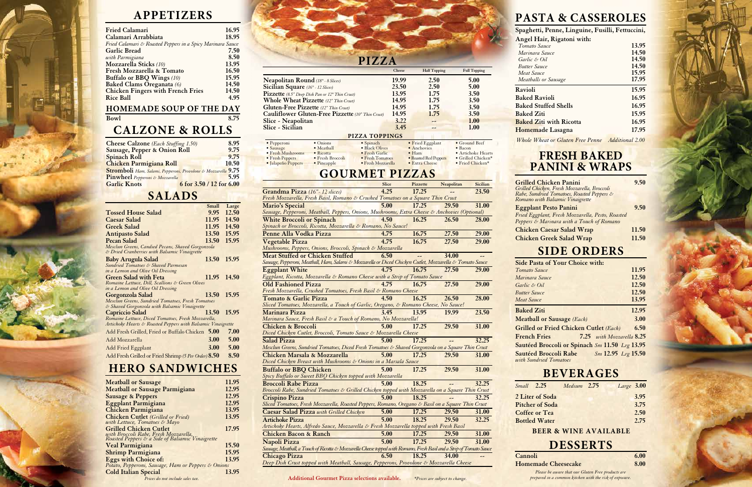## APPETIZERS

| | |
|---|---|
| **Fried Calamari** | 16.95 |
| **Calamari Arrabbiata** | 18.95 |
| *Fried Calamari & Roasted Peppers in a Spicy Marinara Sauce* | |
| **Garlic Bread** | 7.50 |
| *with Parmigiana* | 8.50 |
| **Mozzarella Sticks** *(10)* | 13.95 |
| **Fresh Mozzarella & Tomato** | 16.50 |
| **Buffalo or BBQ Wings** *(10)* | 15.95 |
| **Baked Clams Oreganata** *(6)* | 14.50 |
| **Chicken Fingers with French Fries** | 14.50 |
| **Rice Ball** | 4.95 |

## HOMEMADE SOUP OF THE DAY

| | |
|---|---|
| **Bowl** | 8.75 |

## CALZONE & ROLLS

| | |
|---|---|
| **Cheese Calzone** *(Each Stuffing 1.50)* | 8.95 |
| **Sausage, Pepper & Onion Roll** | 9.75 |
| **Spinach Roll** | 9.75 |
| **Chicken Parmigiana Roll** | 10.50 |
| **Stromboli** *Ham, Salami, Pepperoni, Provolone & Mozzarella* | 9.75 |
| **Pinwheel** *Pepperoni & Mozzarella* | 5.95 |
| **Garlic Knots** | 6 for 3.50 / 12 for 6.00 |

## SALADS

| | Small | Large |
|---|---|---|
| **Tossed House Salad** | 9.95 | 12.50 |
| **Caesar Salad** | 11.95 | 14.50 |
| **Greek Salad** | 11.95 | 14.50 |
| **Antipasto Salad** | 13.50 | 15.95 |
| **Pecan Salad** *Mesclun Greens, Candied Pecans, Shaved Gorgonzola & Dried Cranberries with Balsamic Vinaigrette* | 13.50 | 15.95 |
| **Baby Arugula Salad** *Sundried Tomatoes & Shaved Parmesan in a Lemon and Olive Oil Dressing* | 13.50 | 15.95 |
| **Green Salad with Feta** *Romaine Lettuce, Dill, Scallions & Green Olives in a Lemon and Olive Oil Dressing* | 11.95 | 14.50 |
| **Gorgonzola Salad** *Mesclun Greens, Sundried Tomatoes, Fresh Tomatoes & Shaved Gorgonzola with Balsamic Vinaigrette* | 13.50 | 15.95 |
| **Capriccio Salad** *Romaine Lettuce, Diced Tomatoes, Fresh Mozzarella, Artichoke Hearts & Roasted Peppers with Balsamic Vinaigrette* | 13.50 | 15.95 |
| Add Fresh Grilled, Fried or Buffalo Chicken | 5.00 | 7.00 |
| Add Mozzarella | 3.00 | 5.00 |
| Add Fried Eggplant | 3.00 | 5.00 |
| Add Fresh Grilled or Fried Shrimp *(5 Per Order)* | 8.50 | 8.50 |

## HERO SANDWICHES

| | |
|---|---|
| **Meatball or Sausage** | 11.95 |
| **Meatball or Sausage Parmigiana** | 12.95 |
| **Sausage & Peppers** | 12.95 |
| **Eggplant Parmigiana** | 12.95 |
| **Chicken Parmigiana** | 13.95 |
| **Chicken Cutlet** *(Grilled or Fried) with Lettuce, Tomatoes & Mayo* | 13.95 |
| **Grilled Chicken Cutlet** *with Broccoli Rabe, Fresh Mozzarella, Roasted Peppers & a Side of Balsamic Vinaigrette* | 17.95 |
| **Veal Parmigiana** | 15.50 |
| **Shrimp Parmigiana** | 15.95 |
| **Eggs with Choice of:** *Potato, Pepperoni, Sausage, Ham or Peppers & Onions* | 13.95 |
| **Cold Italian Special** | 13.95 |

*Prices do not include sales tax.*

## PIZZA

| | Cheese | Half Topping | Full Topping |
|---|---|---|---|
| **Neapolitan Round** *(18" - 8 Slices)* | 19.99 | 2.50 | 5.00 |
| **Sicilian Square** *(16" - 12 Slices)* | 23.50 | 2.50 | 5.00 |
| **Pizzette** *(8.5" Deep Dish Pan or 12" Thin Crust)* | 13.95 | 1.75 | 3.50 |
| **Whole Wheat Pizzette** *(12" Thin Crust)* | 14.95 | 1.75 | 3.50 |
| **Gluten-Free Pizzette** *(12" Thin Crust)* | 14.95 | 1.75 | 3.50 |
| **Cauliflower Gluten-Free Pizzette** *(10" Thin Crust)* | 14.95 | 1.75 | 3.50 |
| **Slice - Neapolitan** | 3.22 | -- | 1.00 |
| **Slice - Sicilian** | 3.45 | -- | 1.00 |

### PIZZA TOPPINGS

- Pepperoni
- Sausage
- Fresh Mushrooms
- Fresh Peppers
- Jalapeño Peppers
- Onions
- Meatball
- Ricotta
- Fresh Broccoli
- Pineapple
- Spinach
- Black Olives
- Fresh Garlic
- Fresh Tomatoes
- Fresh Mozzarella
- Fried Eggplant
- Anchovies
- Ham
- Roasted Red Peppers
- Extra Cheese
- Ground Beef
- Bacon
- Artichoke Hearts
- Grilled Chicken*
- Fried Chicken*

## GOURMET PIZZAS

| | Slice | Pizzette | Neapolitan | Sicilian |
|---|---|---|---|---|
| **Grandma Pizza** *(16"- 12 slices)* *Fresh Mozzarella, Fresh Basil, Romano & Crushed Tomatoes on a Square Thin Crust* | 4.25 | 17.25 | -- | 23.50 |
| **Mario's Special** *Sausage, Pepperoni, Meatball, Peppers, Onions, Mushrooms, Extra Cheese & Anchovies (Optional)* | 5.00 | 17.25 | 29.50 | 31.00 |
| **White Broccoli or Spinach** *Spinach or Broccoli, Ricotta, Mozzarella & Romano, No Sauce!* | 4.50 | 16.25 | 26.50 | 28.00 |
| **Penne Alla Vodka Pizza** | 4.75 | 16.75 | 27.50 | 29.00 |
| **Vegetable Pizza** *Mushrooms, Peppers, Onions, Broccoli, Spinach & Mozzarella* | 4.75 | 16.75 | 27.50 | 29.00 |
| **Meat Stuffed or Chicken Stuffed** *Sausage, Pepperoni, Meatball, Ham, Salami & Mozzarella or Diced Chicken Cutlet, Mozzarella & Tomato Sauce* | 6.50 | -- | 34.00 | -- |
| **Eggplant White** *Eggplant, Ricotta, Mozzarella & Romano Cheese with a Strip of Tomato Sauce* | 4.75 | 16.75 | 27.50 | 29.00 |
| **Old Fashioned Pizza** *Fresh Mozzarella, Crushed Tomatoes, Fresh Basil & Romano Cheese* | 4.75 | 16.75 | 27.50 | 29.00 |
| **Tomato & Garlic Pizza** *Sliced Tomatoes, Mozzarella, a Touch of Garlic, Oregano, & Romano Cheese, No Sauce!* | 4.50 | 16.25 | 26.50 | 28.00 |
| **Marinara Pizza** *Marinara Sauce, Fresh Basil & a Touch of Romano, No Mozzarella!* | 3.45 | 13.95 | 19.99 | 23.50 |
| **Chicken & Broccoli** *Diced Chicken Cutlet, Broccoli, Tomato Sauce & Mozzarella Cheese* | 5.00 | 17.25 | 29.50 | 31.00 |
| **Salad Pizza** *Mesclun Greens, Sundried Tomatoes, Diced Fresh Tomatoes & Shaved Gorgonzola on a Square Thin Crust* | 5.00 | 17.25 | -- | 32.25 |
| **Chicken Marsala & Mozzarella** *Diced Chicken Breast with Mushrooms & Onions in a Marsala Sauce* | 5.00 | 17.25 | 29.50 | 31.00 |
| **Buffalo or BBQ Chicken** *Spicy Buffalo or Sweet BBQ Chicken topped with Mozzarella* | 5.00 | 17.25 | 29.50 | 31.00 |
| **Broccoli Rabe Pizza** *Broccoli Rabe, Sundried Tomatoes & Grilled Chicken topped with Mozzarella on a Square Thin Crust* | 5.00 | 18.25 | -- | 32.25 |
| **Crispino Pizza** *Sliced Tomatoes, Fresh Mozzarella, Roasted Peppers, Romano, Oregano & Basil on a Square Thin Crust* | 5.00 | 18.25 | -- | 32.25 |
| **Caesar Salad Pizza** *with Grilled Chicken* | 5.00 | 17.25 | 29.50 | 31.00 |
| **Artichoke Pizza** *Artichoke Hearts, Alfredo Sauce, Mozzarella & Fresh Mozzarella topped with Fresh Basil* | 5.00 | 18.25 | 29.50 | 32.25 |
| **Chicken Bacon & Ranch** | 5.00 | 17.25 | 29.50 | 31.00 |
| **Napoli Pizza** *Sausage, Meatball, a Touch of Ricotta & Mozzarella Cheese topped with Romano, Fresh Basil and a Strip of Tomato Sauce* | 5.00 | 17.25 | 29.50 | 31.00 |
| **Chicago Pizza** *Deep Dish Crust topped with Meatball, Sausage, Pepperoni, Provolone & Mozzarella Cheese* | 6.50 | 18.25 | 34.00 | -- |

**Additional Gourmet Pizza selections available.** *Prices are subject to change.

## PASTA & CASSEROLES

**Spaghetti, Penne, Linguine, Fusilli, Fettuccini, Angel Hair, Rigatoni with:**

| | |
|---|---|
| *Tomato Sauce* | 13.95 |
| *Marinara Sauce* | 14.50 |
| *Garlic & Oil* | 14.50 |
| *Butter Sauce* | 14.50 |
| *Meat Sauce* | 15.95 |
| *Meatballs or Sausage* | 17.95 |
| **Ravioli** | 15.95 |
| **Baked Ravioli** | 16.95 |
| **Baked Stuffed Shells** | 16.95 |
| **Baked Ziti** | 15.95 |
| **Baked Ziti with Ricotta** | 16.95 |
| **Homemade Lasagna** | 17.95 |

*Whole Wheat or Gluten Free Penne Additional 2.00*

## FRESH BAKED PANINI & WRAPS

| | |
|---|---|
| **Grilled Chicken Panini** *Grilled Chicken, Fresh Mozzarella, Broccoli Rabe, Sundried Tomatoes, Roasted Peppers & Romano with Balsamic Vinaigrette* | 9.50 |
| **Eggplant Pesto Panini** *Fried Eggplant, Fresh Mozzarella, Pesto, Roasted Peppers & Marinara with a Touch of Romano* | 9.50 |
| **Chicken Caesar Salad Wrap** | 11.50 |
| **Chicken Greek Salad Wrap** | 11.50 |

## SIDE ORDERS

**Side Pasta of Your Choice with:**

| | |
|---|---|
| *Tomato Sauce* | 11.95 |
| *Marinara Sauce* | 12.50 |
| *Garlic & Oil* | 12.50 |
| *Butter Sauce* | 12.50 |
| *Meat Sauce* | 13.95 |
| **Baked Ziti** | 12.95 |
| **Meatball or Sausage** *(Each)* | 3.00 |
| **Grilled or Fried Chicken Cutlet** *(Each)* | 6.50 |
| **French Fries** 7.25 *with Mozzarella* | 8.25 |
| **Sautéed Broccoli or Spinach** *Sm* 11.50 | *Lrg* 13.95 |
| **Sautéed Broccoli Rabe** *with Sundried Tomatoes* *Sm* 12.95 | *Lrg* 15.50 |

## BEVERAGES

*Small* 2.25 *Medium* 2.75 *Large* 3.00

| | |
|---|---|
| **2 Liter of Soda** | 3.95 |
| **Pitcher of Soda** | 3.75 |
| **Coffee or Tea** | 2.50 |
| **Bottled Water** | 2.75 |

**BEER & WINE AVAILABLE**

## DESSERTS

| | |
|---|---|
| **Cannoli** | 6.00 |
| **Homemade Cheesecake** | 8.00 |

*Please be aware that our Gluten Free products are prepared in a common kitchen with the risk of exposure.*